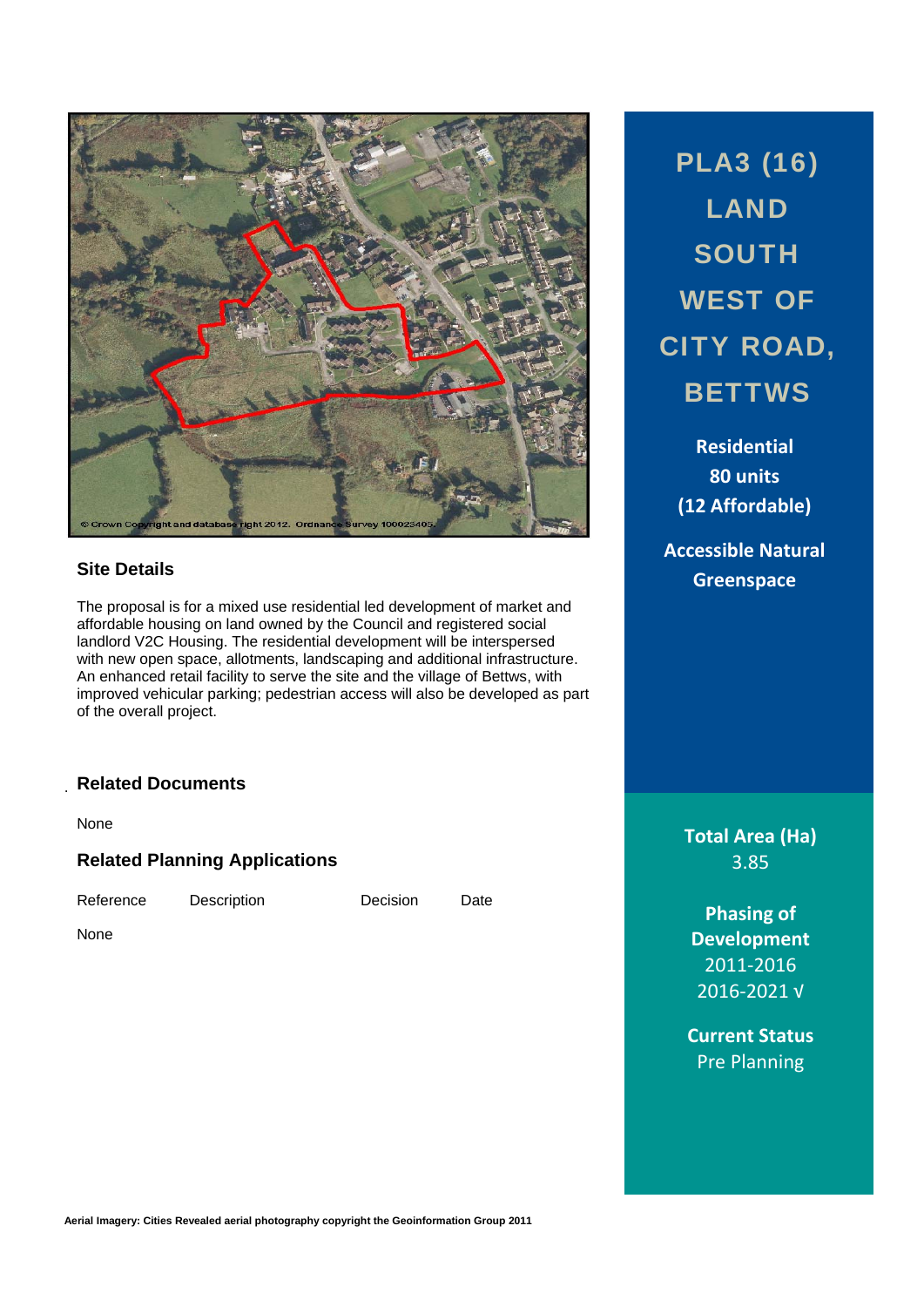# PLA3 (16) LAND SOUTH WEST OF CITY ROAD, BETTWS

**Residential**
**80 units**
**(12 Affordable)**

**Accessible Natural Greenspace**

© Crown Copyright and database right 2012. Ordnance Survey 100023405.

## Site Details

The proposal is for a mixed use residential led development of market and affordable housing on land owned by the Council and registered social landlord V2C Housing. The residential development will be interspersed with new open space, allotments, landscaping and additional infrastructure. An enhanced retail facility to serve the site and the village of Bettws, with improved vehicular parking; pedestrian access will also be developed as part of the overall project.

## Related Documents

None

## Related Planning Applications

| Reference | Description | Decision | Date |
|---|---|---|---|
| None | | | |

**Total Area (Ha)**
3.85

**Phasing of Development**
2011-2016
2016-2021 √

**Current Status**
Pre Planning

**Aerial Imagery: Cities Revealed aerial photography copyright the Geoinformation Group 2011**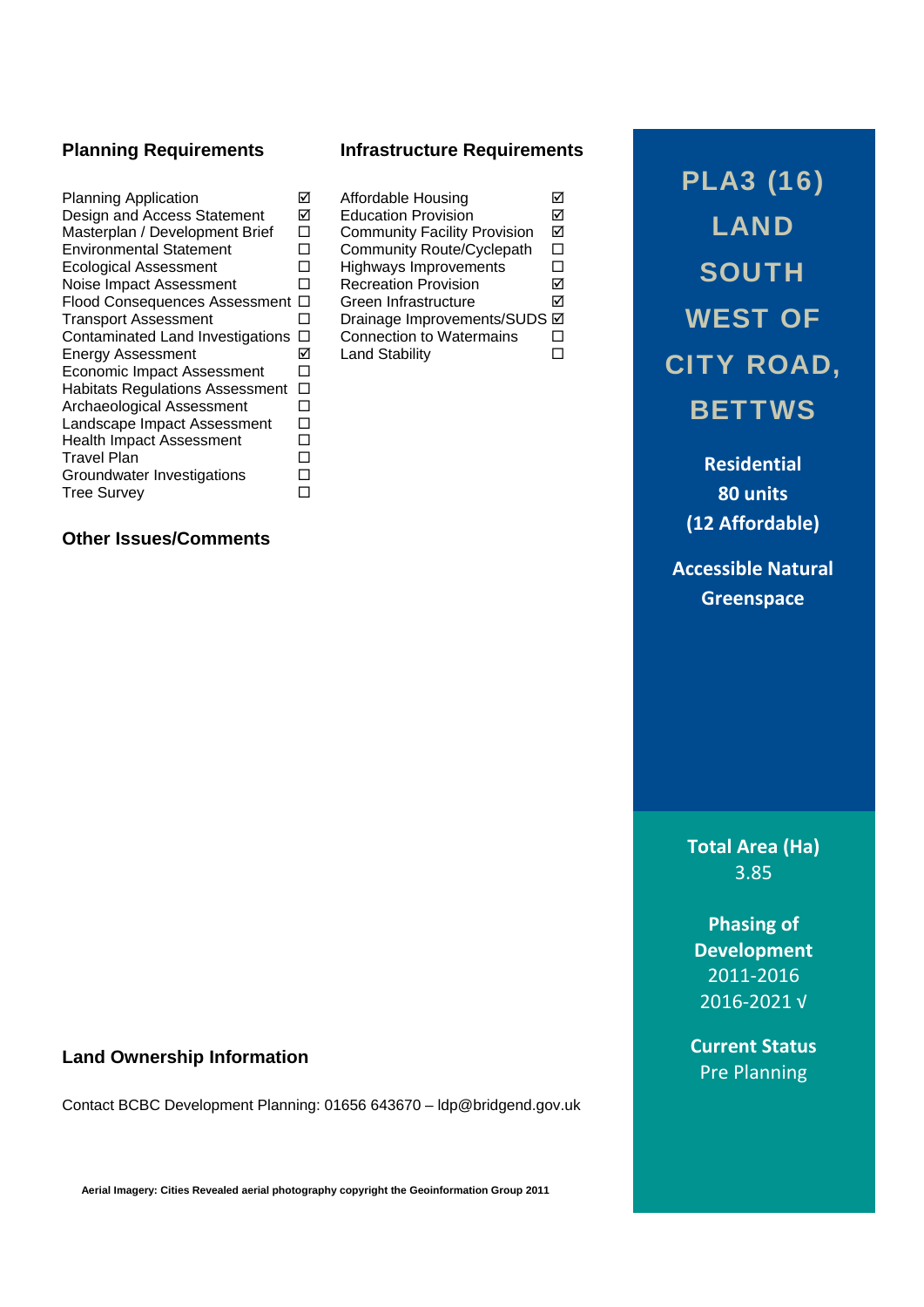## Planning Requirements

| | |
|---|---|
| Planning Application | ☑ |
| Design and Access Statement | ☑ |
| Masterplan / Development Brief | ☐ |
| Environmental Statement | ☐ |
| Ecological Assessment | ☐ |
| Noise Impact Assessment | ☐ |
| Flood Consequences Assessment | ☐ |
| Transport Assessment | ☐ |
| Contaminated Land Investigations | ☐ |
| Energy Assessment | ☑ |
| Economic Impact Assessment | ☐ |
| Habitats Regulations Assessment | ☐ |
| Archaeological Assessment | ☐ |
| Landscape Impact Assessment | ☐ |
| Health Impact Assessment | ☐ |
| Travel Plan | ☐ |
| Groundwater Investigations | ☐ |
| Tree Survey | ☐ |

## Infrastructure Requirements

| | |
|---|---|
| Affordable Housing | ☑ |
| Education Provision | ☑ |
| Community Facility Provision | ☑ |
| Community Route/Cyclepath | ☐ |
| Highways Improvements | ☐ |
| Recreation Provision | ☑ |
| Green Infrastructure | ☑ |
| Drainage Improvements/SUDS | ☑ |
| Connection to Watermains | ☐ |
| Land Stability | ☐ |

## Other Issues/Comments

## Land Ownership Information

Contact BCBC Development Planning: 01656 643670 – ldp@bridgend.gov.uk

**Aerial Imagery: Cities Revealed aerial photography copyright the Geoinformation Group 2011**

# PLA3 (16) LAND SOUTH WEST OF CITY ROAD, BETTWS

**Residential**
**80 units**
**(12 Affordable)**

**Accessible Natural Greenspace**

**Total Area (Ha)**
3.85

**Phasing of Development**
2011-2016
2016-2021 √

**Current Status**
Pre Planning